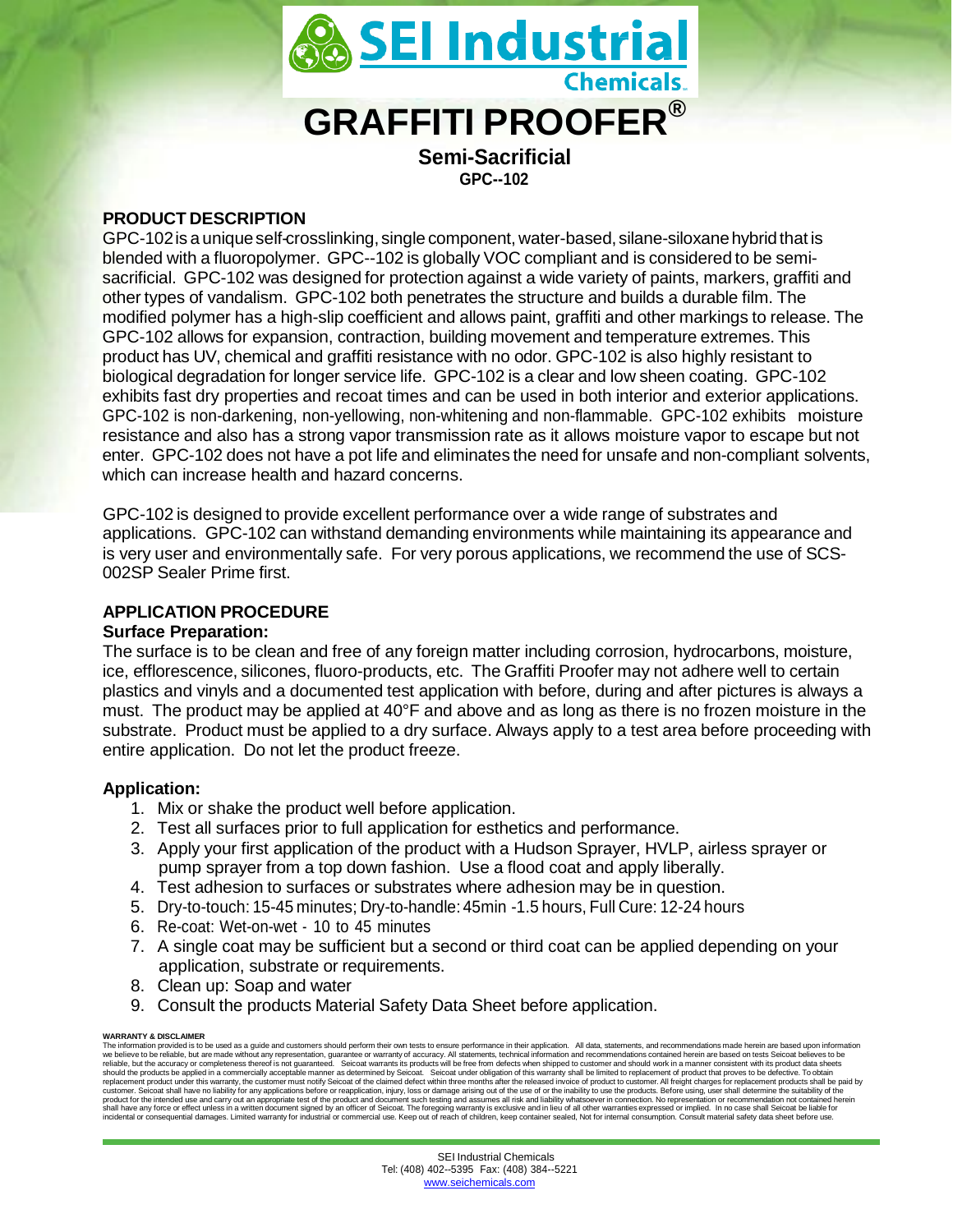# GRAFFITI PROOFER®

**Semi-Sacrificial**

**GPC--102**

## PRODUCT DESCRIPTION

GPC-102 is a unique self-crosslinking, single component, water-based, silane-siloxane hybrid that is blended with a fluoropolymer. GPC--102 is globally VOC compliant and is considered to be semi-sacrificial. GPC-102 was designed for protection against a wide variety of paints, markers, graffiti and other types of vandalism. GPC-102 both penetrates the structure and builds a durable film. The modified polymer has a high-slip coefficient and allows paint, graffiti and other markings to release. The GPC-102 allows for expansion, contraction, building movement and temperature extremes. This product has UV, chemical and graffiti resistance with no odor. GPC-102 is also highly resistant to biological degradation for longer service life. GPC-102 is a clear and low sheen coating. GPC-102 exhibits fast dry properties and recoat times and can be used in both interior and exterior applications. GPC-102 is non-darkening, non-yellowing, non-whitening and non-flammable. GPC-102 exhibits moisture resistance and also has a strong vapor transmission rate as it allows moisture vapor to escape but not enter. GPC-102 does not have a pot life and eliminates the need for unsafe and non-compliant solvents, which can increase health and hazard concerns.

GPC-102 is designed to provide excellent performance over a wide range of substrates and applications. GPC-102 can withstand demanding environments while maintaining its appearance and is very user and environmentally safe. For very porous applications, we recommend the use of SCS-002SP Sealer Prime first.

## APPLICATION PROCEDURE

### Surface Preparation:

The surface is to be clean and free of any foreign matter including corrosion, hydrocarbons, moisture, ice, efflorescence, silicones, fluoro-products, etc. The Graffiti Proofer may not adhere well to certain plastics and vinyls and a documented test application with before, during and after pictures is always a must. The product may be applied at 40°F and above and as long as there is no frozen moisture in the substrate. Product must be applied to a dry surface. Always apply to a test area before proceeding with entire application. Do not let the product freeze.

### Application:

1. Mix or shake the product well before application.
2. Test all surfaces prior to full application for esthetics and performance.
3. Apply your first application of the product with a Hudson Sprayer, HVLP, airless sprayer or pump sprayer from a top down fashion. Use a flood coat and apply liberally.
4. Test adhesion to surfaces or substrates where adhesion may be in question.
5. Dry-to-touch: 15-45 minutes; Dry-to-handle: 45min -1.5 hours, Full Cure: 12-24 hours
6. Re-coat: Wet-on-wet - 10 to 45 minutes
7. A single coat may be sufficient but a second or third coat can be applied depending on your application, substrate or requirements.
8. Clean up: Soap and water
9. Consult the products Material Safety Data Sheet before application.

**WARRANTY & DISCLAIMER**

The information provided is to be used as a guide and customers should perform their own tests to ensure performance in their application. All data, statements, and recommendations made herein are based upon information we believe to be reliable, but are made without any representation, guarantee or warranty of accuracy. All statements, technical information and recommendations contained herein are based on tests Seicoat believes to be reliable, but the accuracy or completeness thereof is not guaranteed. Seicoat warrants its products will be free from defects when shipped to customer and should work in a manner consistent with its product data sheets should the products be applied in a commercially acceptable manner as determined by Seicoat. Seicoat under obligation of this warranty shall be limited to replacement of product that proves to be defective. To obtain replacement product under this warranty, the customer must notify Seicoat of the claimed defect within three months after the released invoice of product to customer. All freight charges for replacement products shall be paid by customer. Seicoat shall have no liability for any applications before or reapplication, injury, loss or damage arising out of the use of or the inability to use the products. Before using, user shall determine the suitability of the product for the intended use and carry out an appropriate test of the product and document such testing and assumes all risk and liability whatsoever in connection. No representation or recommendation not contained herein shall have any force or effect unless in a written document signed by an officer of Seicoat. The foregoing warranty is exclusive and in lieu of all other warranties expressed or implied. In no case shall Seicoat be liable for incidental or consequential damages. Limited warranty for industrial or commercial use. Keep out of reach of children, keep container sealed, Not for internal consumption. Consult material safety data sheet before use.

SEI Industrial Chemicals
Tel: (408) 402--5395 Fax: (408) 384--5221
www.seichemicals.com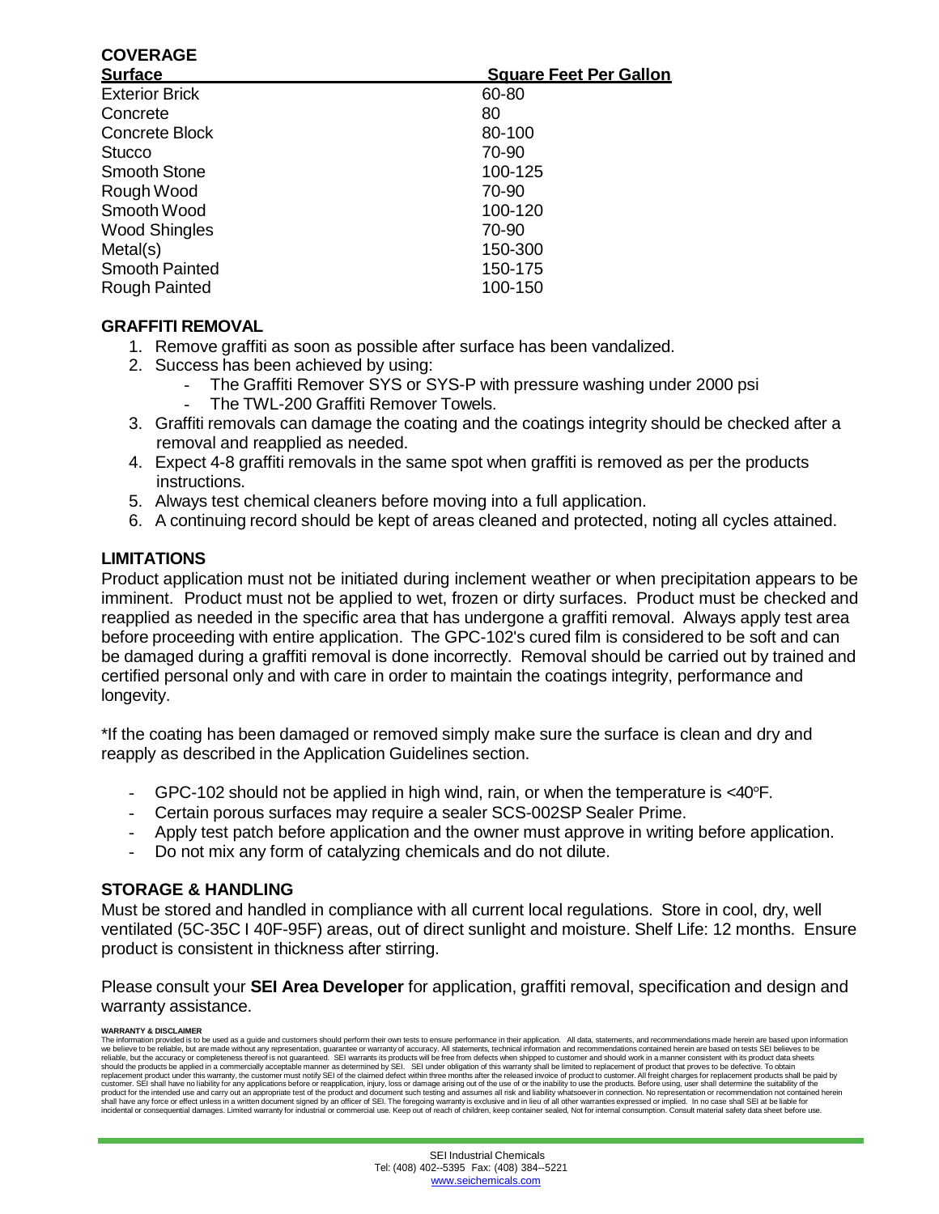## COVERAGE

| Surface | Square Feet Per Gallon |
|---|---|
| Exterior Brick | 60-80 |
| Concrete | 80 |
| Concrete Block | 80-100 |
| Stucco | 70-90 |
| Smooth Stone | 100-125 |
| Rough Wood | 70-90 |
| Smooth Wood | 100-120 |
| Wood Shingles | 70-90 |
| Metal(s) | 150-300 |
| Smooth Painted | 150-175 |
| Rough Painted | 100-150 |

## GRAFFITI REMOVAL

1. Remove graffiti as soon as possible after surface has been vandalized.
2. Success has been achieved by using:
   - The Graffiti Remover SYS or SYS-P with pressure washing under 2000 psi
   - The TWL-200 Graffiti Remover Towels.
3. Graffiti removals can damage the coating and the coatings integrity should be checked after a removal and reapplied as needed.
4. Expect 4-8 graffiti removals in the same spot when graffiti is removed as per the products instructions.
5. Always test chemical cleaners before moving into a full application.
6. A continuing record should be kept of areas cleaned and protected, noting all cycles attained.

## LIMITATIONS

Product application must not be initiated during inclement weather or when precipitation appears to be imminent. Product must not be applied to wet, frozen or dirty surfaces. Product must be checked and reapplied as needed in the specific area that has undergone a graffiti removal. Always apply test area before proceeding with entire application. The GPC-102's cured film is considered to be soft and can be damaged during a graffiti removal is done incorrectly. Removal should be carried out by trained and certified personal only and with care in order to maintain the coatings integrity, performance and longevity.

*If the coating has been damaged or removed simply make sure the surface is clean and dry and reapply as described in the Application Guidelines section.

- GPC-102 should not be applied in high wind, rain, or when the temperature is <40ºF.
- Certain porous surfaces may require a sealer SCS-002SP Sealer Prime.
- Apply test patch before application and the owner must approve in writing before application.
- Do not mix any form of catalyzing chemicals and do not dilute.

## STORAGE & HANDLING

Must be stored and handled in compliance with all current local regulations. Store in cool, dry, well ventilated (5C-35C I 40F-95F) areas, out of direct sunlight and moisture. Shelf Life: 12 months. Ensure product is consistent in thickness after stirring.

Please consult your **SEI Area Developer** for application, graffiti removal, specification and design and warranty assistance.

**WARRANTY & DISCLAIMER**
The information provided is to be used as a guide and customers should perform their own tests to ensure performance in their application. All data, statements, and recommendations made herein are based upon information we believe to be reliable, but are made without any representation, guarantee or warranty of accuracy. All statements, technical information and recommendations contained herein are based on tests SEI believes to be reliable, but the accuracy or completeness thereof is not guaranteed. SEI warrants its products will be free from defects when shipped to customer and should work in a manner consistent with its product data sheets should the products be applied in a commercially acceptable manner as determined by SEI. SEI under obligation of this warranty shall be limited to replacement of product that proves to be defective. To obtain replacement product under this warranty, the customer must notify SEI of the claimed defect within three months after the released invoice of product to customer. All freight charges for replacement products shall be paid by customer. SEI shall have no liability for any applications before or reapplication, injury, loss or damage arising out of the use of or the inability to use the products. Before using, user shall determine the suitability of the product for the intended use and carry out an appropriate test of the product and document such testing and assumes all risk and liability whatsoever in connection. No representation or recommendation not contained herein shall have any force or effect unless in a written document signed by an officer of SEI. The foregoing warranty is exclusive and in lieu of all other warranties expressed or implied. In no case shall SEI at be liable for incidental or consequential damages. Limited warranty for industrial or commercial use. Keep out of reach of children, keep container sealed, Not for internal consumption. Consult material safety data sheet before use.

SEI Industrial Chemicals
Tel: (408) 402--5395 Fax: (408) 384--5221
www.seichemicals.com